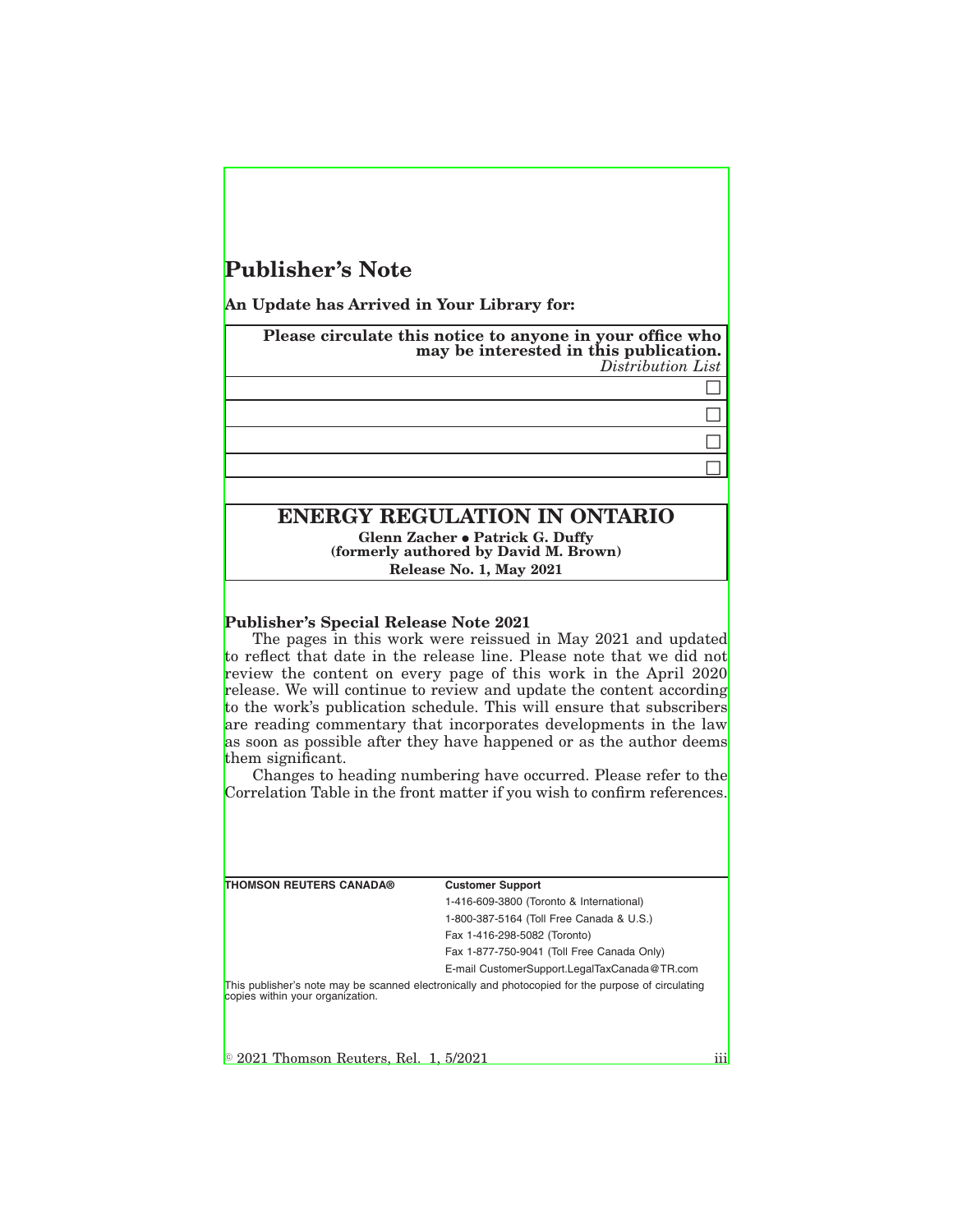# Publisher's Note

**An Update has Arrived in Your Library for:**

| **Please circulate this notice to anyone in your office who may be interested in this publication.** *Distribution List* |
|---|
| ☐ |
| ☐ |
| ☐ |
| ☐ |

## ENERGY REGULATION IN ONTARIO

**Glenn Zacher • Patrick G. Duffy**
**(formerly authored by David M. Brown)**
**Release No. 1, May 2021**

**Publisher's Special Release Note 2021**

The pages in this work were reissued in May 2021 and updated to reflect that date in the release line. Please note that we did not review the content on every page of this work in the April 2020 release. We will continue to review and update the content according to the work's publication schedule. This will ensure that subscribers are reading commentary that incorporates developments in the law as soon as possible after they have happened or as the author deems them significant.

Changes to heading numbering have occurred. Please refer to the Correlation Table in the front matter if you wish to confirm references.

**THOMSON REUTERS CANADA®**

**Customer Support**
1-416-609-3800 (Toronto & International)
1-800-387-5164 (Toll Free Canada & U.S.)
Fax 1-416-298-5082 (Toronto)
Fax 1-877-750-9041 (Toll Free Canada Only)
E-mail CustomerSupport.LegalTaxCanada@TR.com

This publisher's note may be scanned electronically and photocopied for the purpose of circulating copies within your organization.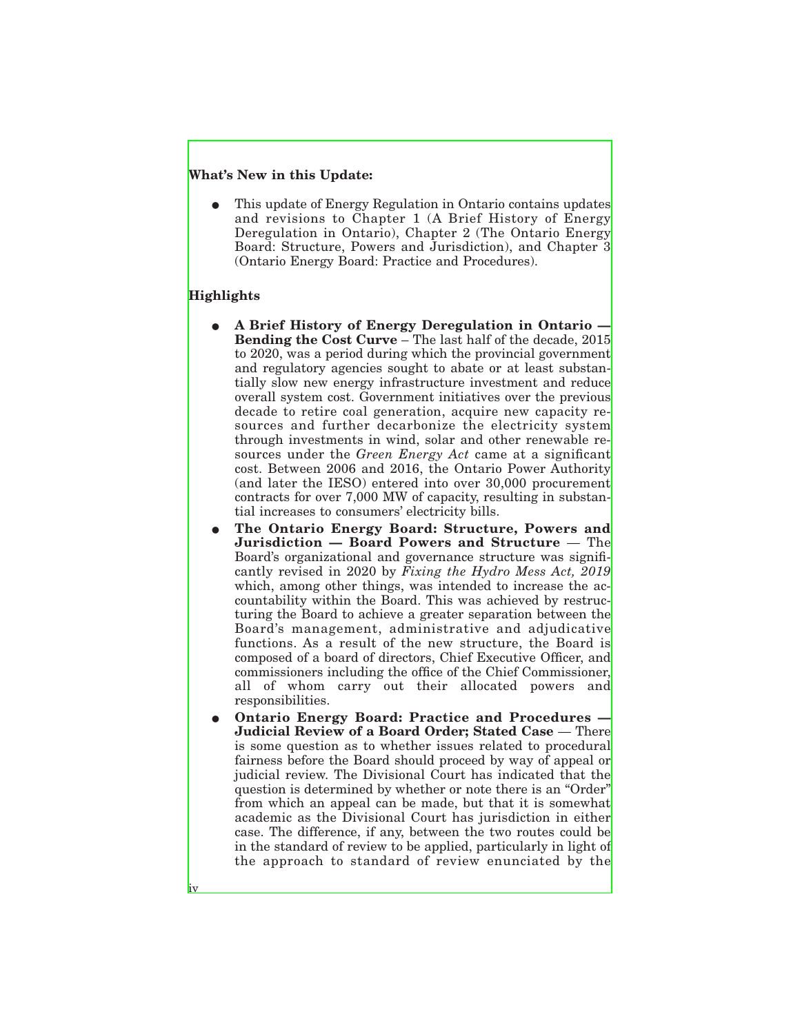**What's New in this Update:**

- This update of Energy Regulation in Ontario contains updates and revisions to Chapter 1 (A Brief History of Energy Deregulation in Ontario), Chapter 2 (The Ontario Energy Board: Structure, Powers and Jurisdiction), and Chapter 3 (Ontario Energy Board: Practice and Procedures).

**Highlights**

- **A Brief History of Energy Deregulation in Ontario — Bending the Cost Curve** – The last half of the decade, 2015 to 2020, was a period during which the provincial government and regulatory agencies sought to abate or at least substantially slow new energy infrastructure investment and reduce overall system cost. Government initiatives over the previous decade to retire coal generation, acquire new capacity resources and further decarbonize the electricity system through investments in wind, solar and other renewable resources under the *Green Energy Act* came at a significant cost. Between 2006 and 2016, the Ontario Power Authority (and later the IESO) entered into over 30,000 procurement contracts for over 7,000 MW of capacity, resulting in substantial increases to consumers' electricity bills.
- **The Ontario Energy Board: Structure, Powers and Jurisdiction — Board Powers and Structure** — The Board's organizational and governance structure was significantly revised in 2020 by *Fixing the Hydro Mess Act, 2019* which, among other things, was intended to increase the accountability within the Board. This was achieved by restructuring the Board to achieve a greater separation between the Board's management, administrative and adjudicative functions. As a result of the new structure, the Board is composed of a board of directors, Chief Executive Officer, and commissioners including the office of the Chief Commissioner, all of whom carry out their allocated powers and responsibilities.
- **Ontario Energy Board: Practice and Procedures — Judicial Review of a Board Order; Stated Case** — There is some question as to whether issues related to procedural fairness before the Board should proceed by way of appeal or judicial review. The Divisional Court has indicated that the question is determined by whether or note there is an "Order" from which an appeal can be made, but that it is somewhat academic as the Divisional Court has jurisdiction in either case. The difference, if any, between the two routes could be in the standard of review to be applied, particularly in light of the approach to standard of review enunciated by the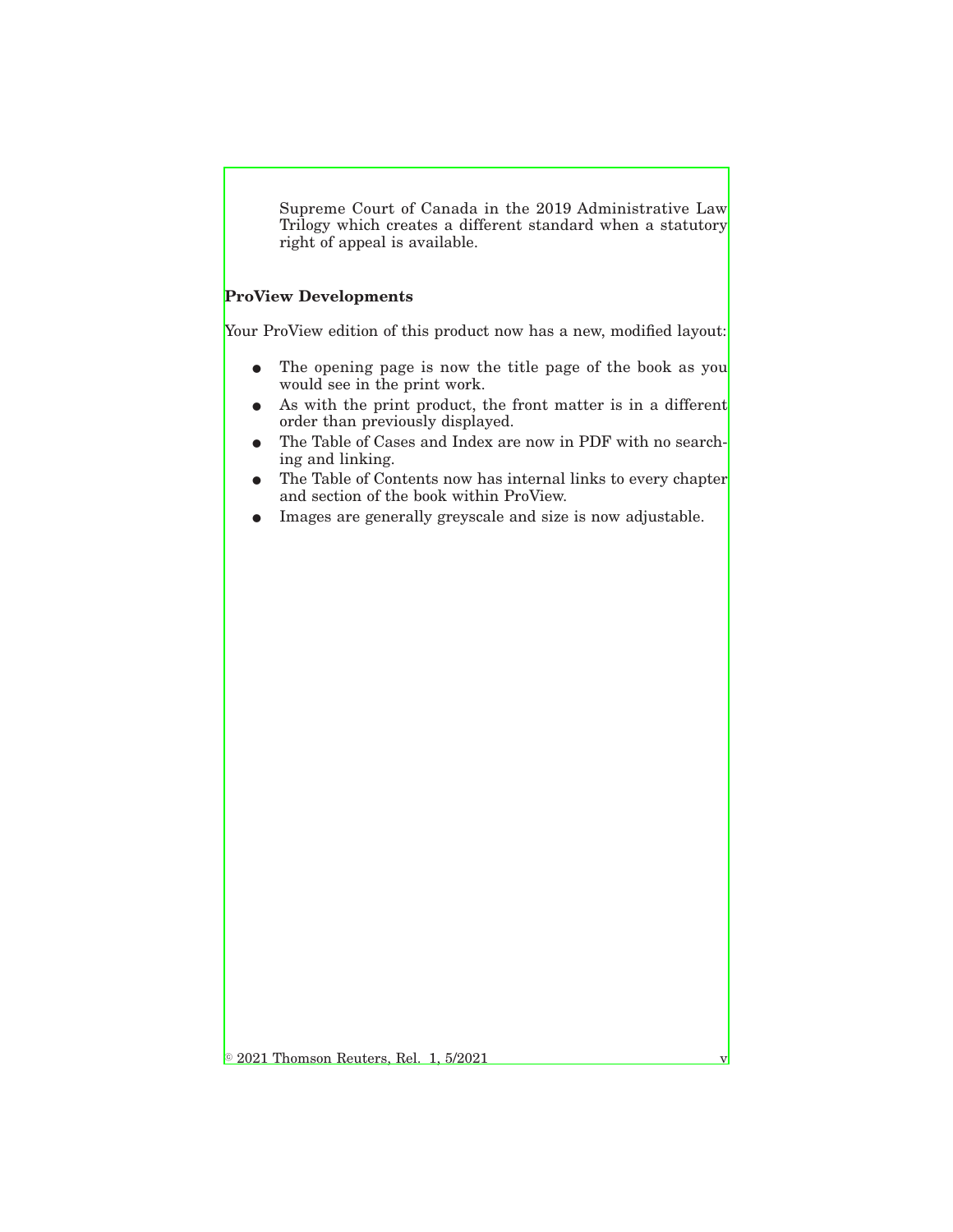Supreme Court of Canada in the 2019 Administrative Law Trilogy which creates a different standard when a statutory right of appeal is available.

## ProView Developments

Your ProView edition of this product now has a new, modified layout:

- The opening page is now the title page of the book as you would see in the print work.
- As with the print product, the front matter is in a different order than previously displayed.
- The Table of Cases and Index are now in PDF with no searching and linking.
- The Table of Contents now has internal links to every chapter and section of the book within ProView.
- Images are generally greyscale and size is now adjustable.

© 2021 Thomson Reuters, Rel. 1, 5/2021